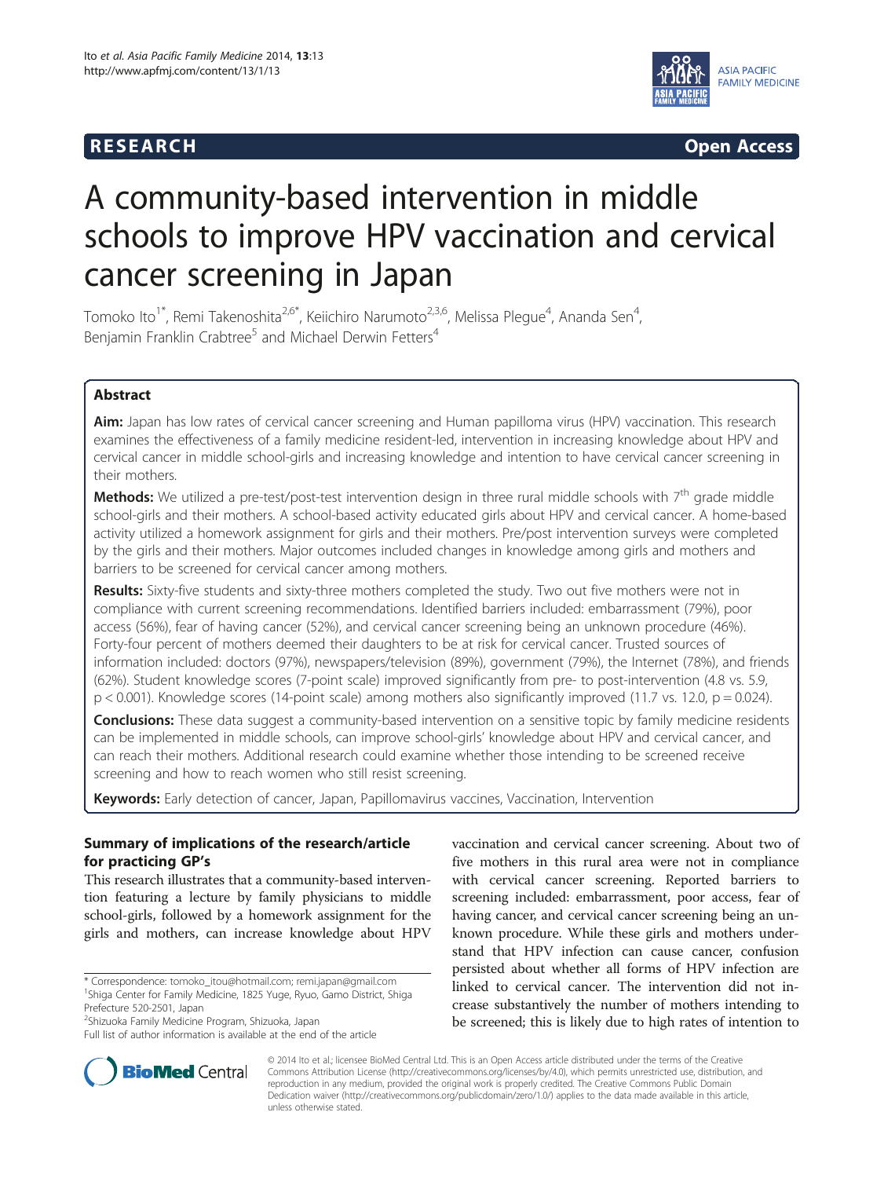**RESEARCH** **Open Access**

# A community-based intervention in middle schools to improve HPV vaccination and cervical cancer screening in Japan

Tomoko Ito[1*], Remi Takenoshita[2,6*], Keiichiro Narumoto[2,3,6], Melissa Plegue[4], Ananda Sen[4], Benjamin Franklin Crabtree[5] and Michael Derwin Fetters[4]

## Abstract

**Aim:** Japan has low rates of cervical cancer screening and Human papilloma virus (HPV) vaccination. This research examines the effectiveness of a family medicine resident-led, intervention in increasing knowledge about HPV and cervical cancer in middle school-girls and increasing knowledge and intention to have cervical cancer screening in their mothers.

**Methods:** We utilized a pre-test/post-test intervention design in three rural middle schools with 7th grade middle school-girls and their mothers. A school-based activity educated girls about HPV and cervical cancer. A home-based activity utilized a homework assignment for girls and their mothers. Pre/post intervention surveys were completed by the girls and their mothers. Major outcomes included changes in knowledge among girls and mothers and barriers to be screened for cervical cancer among mothers.

**Results:** Sixty-five students and sixty-three mothers completed the study. Two out five mothers were not in compliance with current screening recommendations. Identified barriers included: embarrassment (79%), poor access (56%), fear of having cancer (52%), and cervical cancer screening being an unknown procedure (46%). Forty-four percent of mothers deemed their daughters to be at risk for cervical cancer. Trusted sources of information included: doctors (97%), newspapers/television (89%), government (79%), the Internet (78%), and friends (62%). Student knowledge scores (7-point scale) improved significantly from pre- to post-intervention (4.8 vs. 5.9, $p < 0.001$). Knowledge scores (14-point scale) among mothers also significantly improved (11.7 vs. 12.0, $p = 0.024$).

**Conclusions:** These data suggest a community-based intervention on a sensitive topic by family medicine residents can be implemented in middle schools, can improve school-girls' knowledge about HPV and cervical cancer, and can reach their mothers. Additional research could examine whether those intending to be screened receive screening and how to reach women who still resist screening.

**Keywords:** Early detection of cancer, Japan, Papillomavirus vaccines, Vaccination, Intervention

### Summary of implications of the research/article for practicing GP's

This research illustrates that a community-based intervention featuring a lecture by family physicians to middle school-girls, followed by a homework assignment for the girls and mothers, can increase knowledge about HPV vaccination and cervical cancer screening. About two of five mothers in this rural area were not in compliance with cervical cancer screening. Reported barriers to screening included: embarrassment, poor access, fear of having cancer, and cervical cancer screening being an unknown procedure. While these girls and mothers understand that HPV infection can cause cancer, confusion persisted about whether all forms of HPV infection are linked to cervical cancer. The intervention did not increase substantively the number of mothers intending to be screened; this is likely due to high rates of intention to

\* Correspondence: tomoko_itou@hotmail.com; remi.japan@gmail.com
[1]Shiga Center for Family Medicine, 1825 Yuge, Ryuo, Gamo District, Shiga Prefecture 520-2501, Japan
[2]Shizuoka Family Medicine Program, Shizuoka, Japan
Full list of author information is available at the end of the article

© 2014 Ito et al.; licensee BioMed Central Ltd. This is an Open Access article distributed under the terms of the Creative Commons Attribution License (http://creativecommons.org/licenses/by/4.0), which permits unrestricted use, distribution, and reproduction in any medium, provided the original work is properly credited. The Creative Commons Public Domain Dedication waiver (http://creativecommons.org/publicdomain/zero/1.0/) applies to the data made available in this article, unless otherwise stated.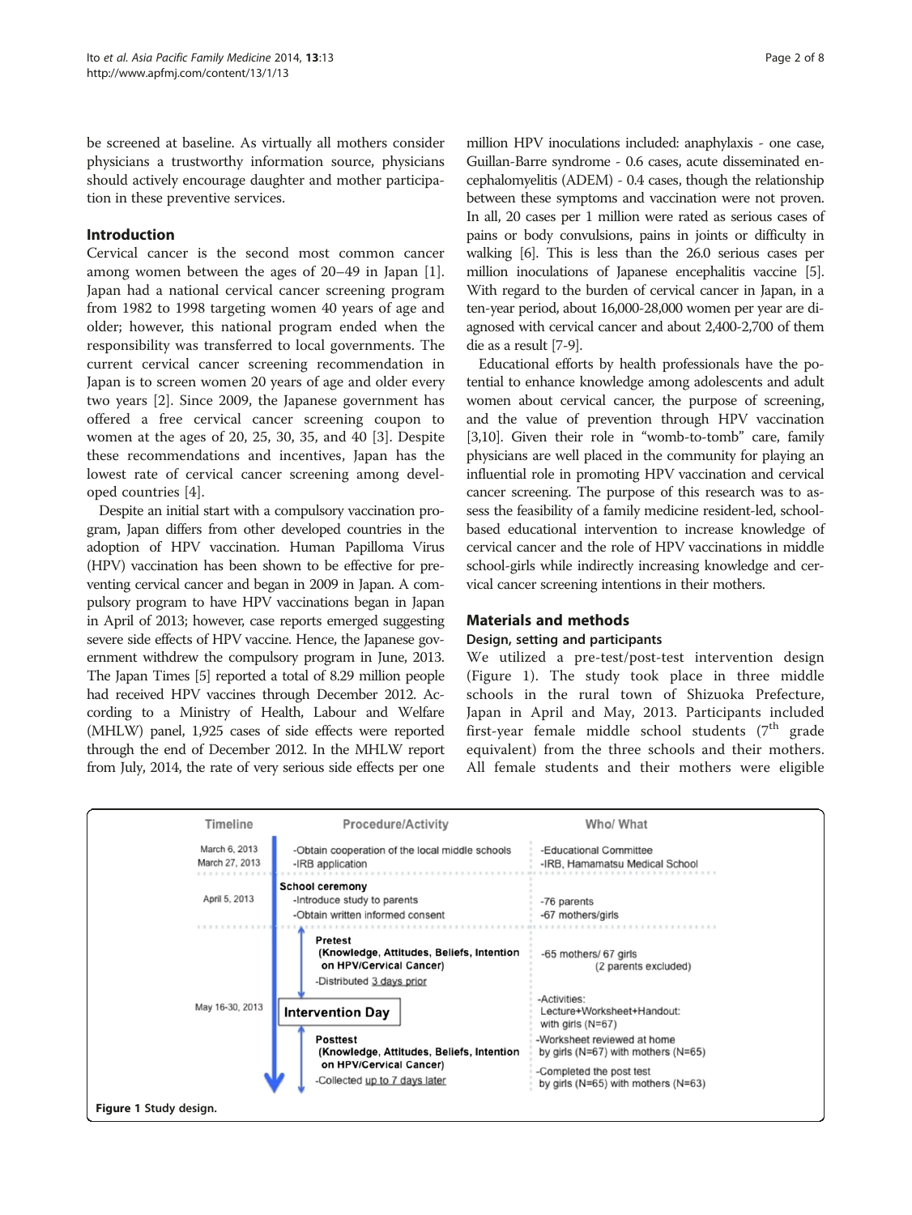be screened at baseline. As virtually all mothers consider physicians a trustworthy information source, physicians should actively encourage daughter and mother participation in these preventive services.

## Introduction

Cervical cancer is the second most common cancer among women between the ages of 20–49 in Japan [1]. Japan had a national cervical cancer screening program from 1982 to 1998 targeting women 40 years of age and older; however, this national program ended when the responsibility was transferred to local governments. The current cervical cancer screening recommendation in Japan is to screen women 20 years of age and older every two years [2]. Since 2009, the Japanese government has offered a free cervical cancer screening coupon to women at the ages of 20, 25, 30, 35, and 40 [3]. Despite these recommendations and incentives, Japan has the lowest rate of cervical cancer screening among developed countries [4].

Despite an initial start with a compulsory vaccination program, Japan differs from other developed countries in the adoption of HPV vaccination. Human Papilloma Virus (HPV) vaccination has been shown to be effective for preventing cervical cancer and began in 2009 in Japan. A compulsory program to have HPV vaccinations began in Japan in April of 2013; however, case reports emerged suggesting severe side effects of HPV vaccine. Hence, the Japanese government withdrew the compulsory program in June, 2013. The Japan Times [5] reported a total of 8.29 million people had received HPV vaccines through December 2012. According to a Ministry of Health, Labour and Welfare (MHLW) panel, 1,925 cases of side effects were reported through the end of December 2012. In the MHLW report from July, 2014, the rate of very serious side effects per one million HPV inoculations included: anaphylaxis - one case, Guillan-Barre syndrome - 0.6 cases, acute disseminated encephalomyelitis (ADEM) - 0.4 cases, though the relationship between these symptoms and vaccination were not proven. In all, 20 cases per 1 million were rated as serious cases of pains or body convulsions, pains in joints or difficulty in walking [6]. This is less than the 26.0 serious cases per million inoculations of Japanese encephalitis vaccine [5]. With regard to the burden of cervical cancer in Japan, in a ten-year period, about 16,000-28,000 women per year are diagnosed with cervical cancer and about 2,400-2,700 of them die as a result [7-9].

Educational efforts by health professionals have the potential to enhance knowledge among adolescents and adult women about cervical cancer, the purpose of screening, and the value of prevention through HPV vaccination [3,10]. Given their role in "womb-to-tomb" care, family physicians are well placed in the community for playing an influential role in promoting HPV vaccination and cervical cancer screening. The purpose of this research was to assess the feasibility of a family medicine resident-led, school-based educational intervention to increase knowledge of cervical cancer and the role of HPV vaccinations in middle school-girls while indirectly increasing knowledge and cervical cancer screening intentions in their mothers.

## Materials and methods

### Design, setting and participants

We utilized a pre-test/post-test intervention design (Figure 1). The study took place in three middle schools in the rural town of Shizuoka Prefecture, Japan in April and May, 2013. Participants included first-year female middle school students (7th grade equivalent) from the three schools and their mothers. All female students and their mothers were eligible

| Timeline | Procedure/Activity | Who/ What |
|---|---|---|
| March 6, 2013<br>March 27, 2013 | -Obtain cooperation of the local middle schools<br>-IRB application | -Educational Committee<br>-IRB, Hamamatsu Medical School |
| April 5, 2013 | **School ceremony**<br>-Introduce study to parents<br>-Obtain written informed consent | -76 parents<br>-67 mothers/girls |
| | **Pretest**<br>**(Knowledge, Attitudes, Beliefs, Intention on HPV/Cervical Cancer)**<br>-Distributed 3 days prior | -65 mothers/ 67 girls<br>(2 parents excluded) |
| May 16-30, 2013 | **Intervention Day** | -Activities:<br>Lecture+Worksheet+Handout: with girls (N=67)<br>-Worksheet reviewed at home by girls (N=67) with mothers (N=65) |
| | **Posttest**<br>**(Knowledge, Attitudes, Beliefs, Intention on HPV/Cervical Cancer)**<br>-Collected up to 7 days later | -Completed the post test by girls (N=65) with mothers (N=63) |

**Figure 1** Study design.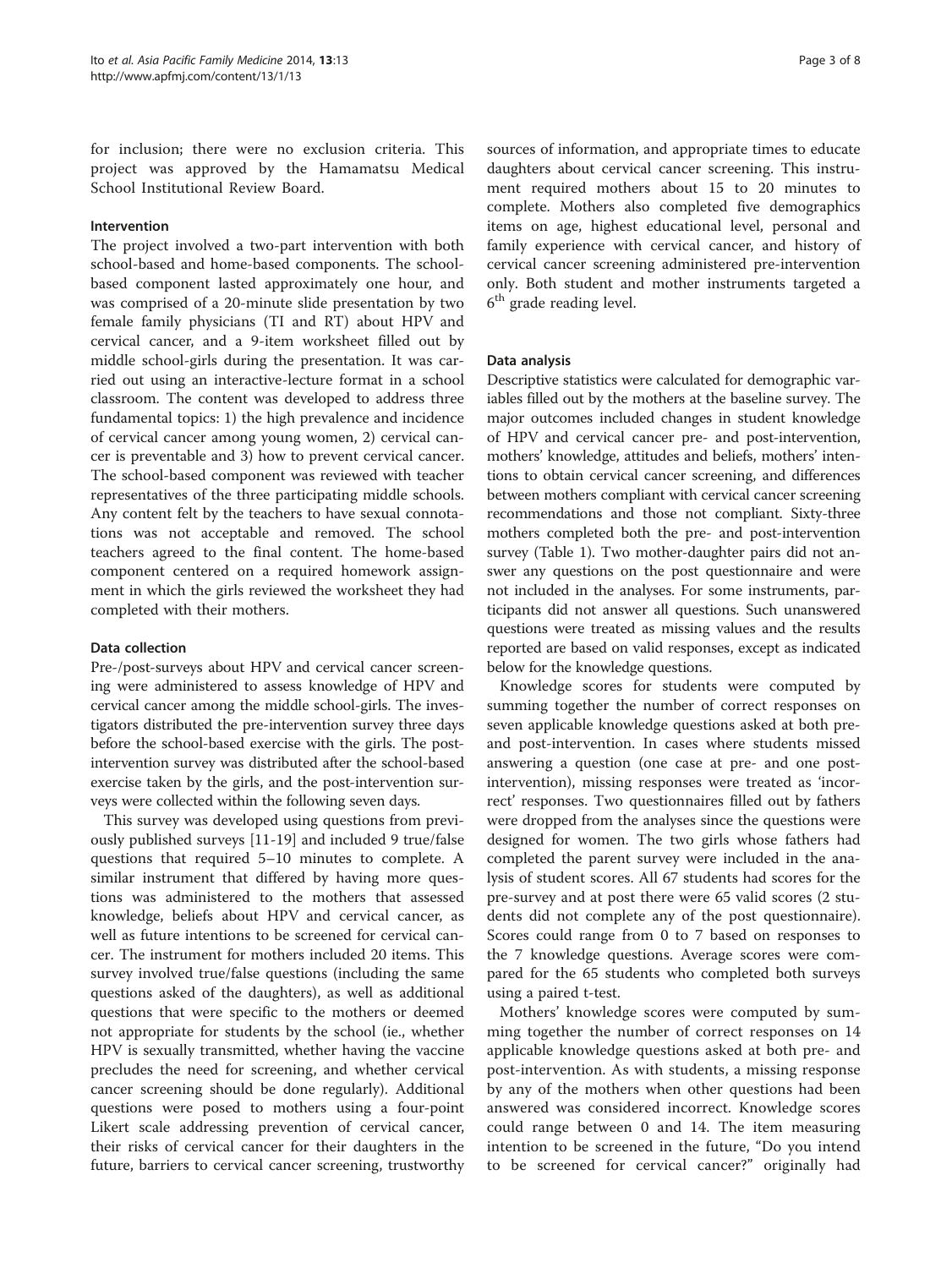for inclusion; there were no exclusion criteria. This project was approved by the Hamamatsu Medical School Institutional Review Board.

### Intervention

The project involved a two-part intervention with both school-based and home-based components. The school-based component lasted approximately one hour, and was comprised of a 20-minute slide presentation by two female family physicians (TI and RT) about HPV and cervical cancer, and a 9-item worksheet filled out by middle school-girls during the presentation. It was carried out using an interactive-lecture format in a school classroom. The content was developed to address three fundamental topics: 1) the high prevalence and incidence of cervical cancer among young women, 2) cervical cancer is preventable and 3) how to prevent cervical cancer. The school-based component was reviewed with teacher representatives of the three participating middle schools. Any content felt by the teachers to have sexual connotations was not acceptable and removed. The school teachers agreed to the final content. The home-based component centered on a required homework assignment in which the girls reviewed the worksheet they had completed with their mothers.

### Data collection

Pre-/post-surveys about HPV and cervical cancer screening were administered to assess knowledge of HPV and cervical cancer among the middle school-girls. The investigators distributed the pre-intervention survey three days before the school-based exercise with the girls. The post-intervention survey was distributed after the school-based exercise taken by the girls, and the post-intervention surveys were collected within the following seven days.

This survey was developed using questions from previously published surveys [11-19] and included 9 true/false questions that required 5–10 minutes to complete. A similar instrument that differed by having more questions was administered to the mothers that assessed knowledge, beliefs about HPV and cervical cancer, as well as future intentions to be screened for cervical cancer. The instrument for mothers included 20 items. This survey involved true/false questions (including the same questions asked of the daughters), as well as additional questions that were specific to the mothers or deemed not appropriate for students by the school (ie., whether HPV is sexually transmitted, whether having the vaccine precludes the need for screening, and whether cervical cancer screening should be done regularly). Additional questions were posed to mothers using a four-point Likert scale addressing prevention of cervical cancer, their risks of cervical cancer for their daughters in the future, barriers to cervical cancer screening, trustworthy sources of information, and appropriate times to educate daughters about cervical cancer screening. This instrument required mothers about 15 to 20 minutes to complete. Mothers also completed five demographics items on age, highest educational level, personal and family experience with cervical cancer, and history of cervical cancer screening administered pre-intervention only. Both student and mother instruments targeted a 6th grade reading level.

### Data analysis

Descriptive statistics were calculated for demographic variables filled out by the mothers at the baseline survey. The major outcomes included changes in student knowledge of HPV and cervical cancer pre- and post-intervention, mothers' knowledge, attitudes and beliefs, mothers' intentions to obtain cervical cancer screening, and differences between mothers compliant with cervical cancer screening recommendations and those not compliant. Sixty-three mothers completed both the pre- and post-intervention survey (Table 1). Two mother-daughter pairs did not answer any questions on the post questionnaire and were not included in the analyses. For some instruments, participants did not answer all questions. Such unanswered questions were treated as missing values and the results reported are based on valid responses, except as indicated below for the knowledge questions.

Knowledge scores for students were computed by summing together the number of correct responses on seven applicable knowledge questions asked at both pre- and post-intervention. In cases where students missed answering a question (one case at pre- and one post-intervention), missing responses were treated as 'incorrect' responses. Two questionnaires filled out by fathers were dropped from the analyses since the questions were designed for women. The two girls whose fathers had completed the parent survey were included in the analysis of student scores. All 67 students had scores for the pre-survey and at post there were 65 valid scores (2 students did not complete any of the post questionnaire). Scores could range from 0 to 7 based on responses to the 7 knowledge questions. Average scores were compared for the 65 students who completed both surveys using a paired t-test.

Mothers' knowledge scores were computed by summing together the number of correct responses on 14 applicable knowledge questions asked at both pre- and post-intervention. As with students, a missing response by any of the mothers when other questions had been answered was considered incorrect. Knowledge scores could range between 0 and 14. The item measuring intention to be screened in the future, "Do you intend to be screened for cervical cancer?" originally had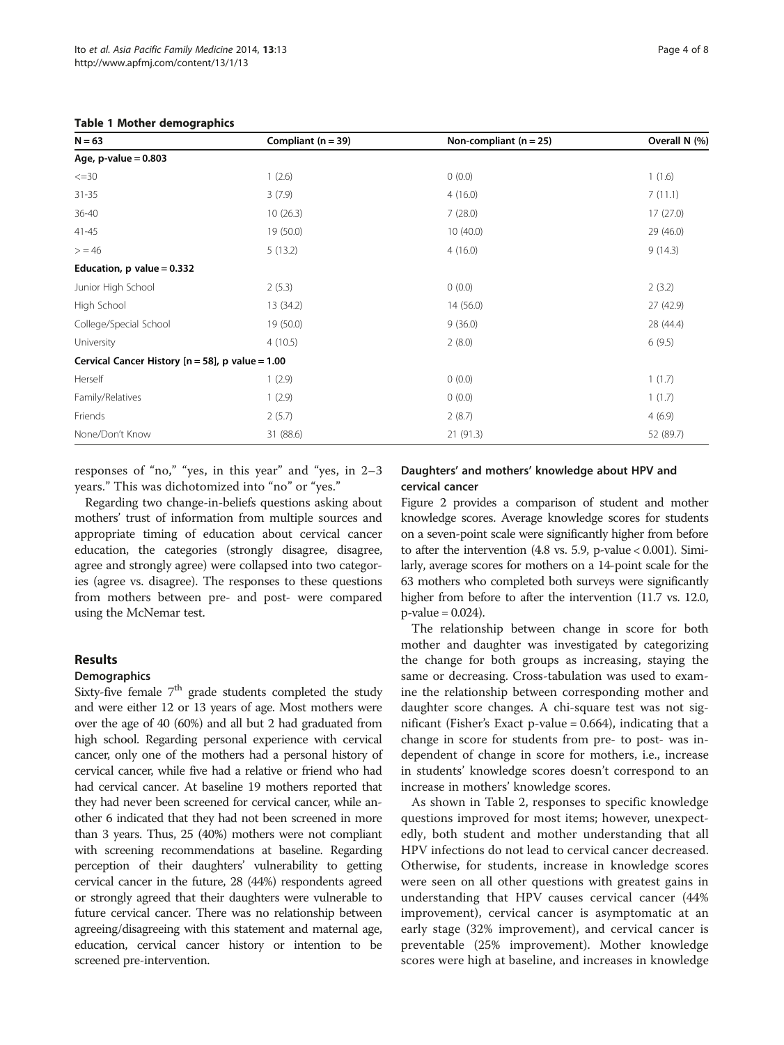**Table 1 Mother demographics**

| N = 63 | Compliant (n = 39) | Non-compliant (n = 25) | Overall N (%) |
|---|---|---|---|
| **Age, p-value = 0.803** | | | |
| <=30 | 1 (2.6) | 0 (0.0) | 1 (1.6) |
| 31-35 | 3 (7.9) | 4 (16.0) | 7 (11.1) |
| 36-40 | 10 (26.3) | 7 (28.0) | 17 (27.0) |
| 41-45 | 19 (50.0) | 10 (40.0) | 29 (46.0) |
| > = 46 | 5 (13.2) | 4 (16.0) | 9 (14.3) |
| **Education, p value = 0.332** | | | |
| Junior High School | 2 (5.3) | 0 (0.0) | 2 (3.2) |
| High School | 13 (34.2) | 14 (56.0) | 27 (42.9) |
| College/Special School | 19 (50.0) | 9 (36.0) | 28 (44.4) |
| University | 4 (10.5) | 2 (8.0) | 6 (9.5) |
| **Cervical Cancer History [n = 58], p value = 1.00** | | | |
| Herself | 1 (2.9) | 0 (0.0) | 1 (1.7) |
| Family/Relatives | 1 (2.9) | 0 (0.0) | 1 (1.7) |
| Friends | 2 (5.7) | 2 (8.7) | 4 (6.9) |
| None/Don't Know | 31 (88.6) | 21 (91.3) | 52 (89.7) |

responses of "no," "yes, in this year" and "yes, in 2–3 years." This was dichotomized into "no" or "yes."

Regarding two change-in-beliefs questions asking about mothers' trust of information from multiple sources and appropriate timing of education about cervical cancer education, the categories (strongly disagree, disagree, agree and strongly agree) were collapsed into two categories (agree vs. disagree). The responses to these questions from mothers between pre- and post- were compared using the McNemar test.

## Results

### Demographics

Sixty-five female 7th grade students completed the study and were either 12 or 13 years of age. Most mothers were over the age of 40 (60%) and all but 2 had graduated from high school. Regarding personal experience with cervical cancer, only one of the mothers had a personal history of cervical cancer, while five had a relative or friend who had had cervical cancer. At baseline 19 mothers reported that they had never been screened for cervical cancer, while another 6 indicated that they had not been screened in more than 3 years. Thus, 25 (40%) mothers were not compliant with screening recommendations at baseline. Regarding perception of their daughters' vulnerability to getting cervical cancer in the future, 28 (44%) respondents agreed or strongly agreed that their daughters were vulnerable to future cervical cancer. There was no relationship between agreeing/disagreeing with this statement and maternal age, education, cervical cancer history or intention to be screened pre-intervention.

### Daughters' and mothers' knowledge about HPV and cervical cancer

Figure 2 provides a comparison of student and mother knowledge scores. Average knowledge scores for students on a seven-point scale were significantly higher from before to after the intervention (4.8 vs. 5.9, p-value < 0.001). Similarly, average scores for mothers on a 14-point scale for the 63 mothers who completed both surveys were significantly higher from before to after the intervention (11.7 vs. 12.0, p-value = 0.024).

The relationship between change in score for both mother and daughter was investigated by categorizing the change for both groups as increasing, staying the same or decreasing. Cross-tabulation was used to examine the relationship between corresponding mother and daughter score changes. A chi-square test was not significant (Fisher's Exact p-value = 0.664), indicating that a change in score for students from pre- to post- was independent of change in score for mothers, i.e., increase in students' knowledge scores doesn't correspond to an increase in mothers' knowledge scores.

As shown in Table 2, responses to specific knowledge questions improved for most items; however, unexpectedly, both student and mother understanding that all HPV infections do not lead to cervical cancer decreased. Otherwise, for students, increase in knowledge scores were seen on all other questions with greatest gains in understanding that HPV causes cervical cancer (44% improvement), cervical cancer is asymptomatic at an early stage (32% improvement), and cervical cancer is preventable (25% improvement). Mother knowledge scores were high at baseline, and increases in knowledge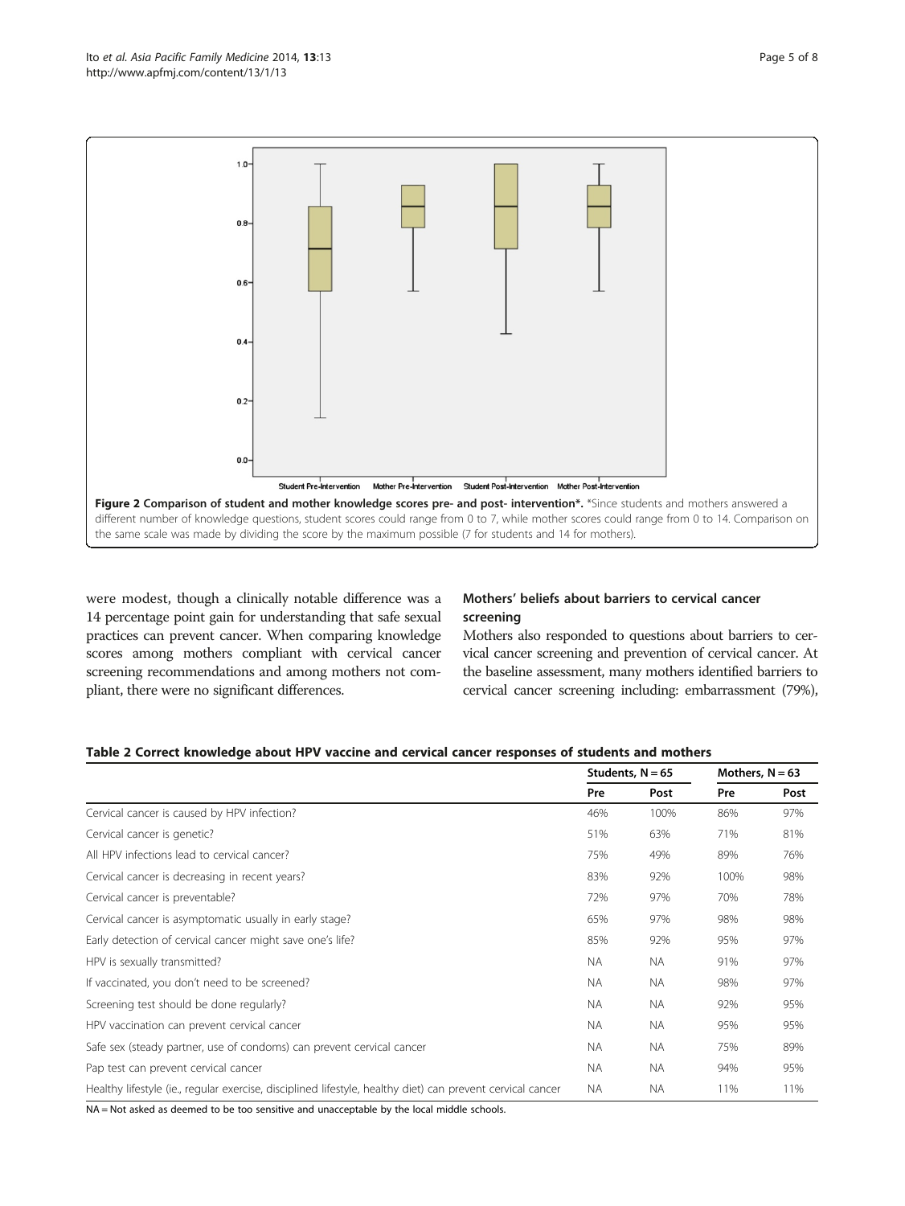**Figure 2 Comparison of student and mother knowledge scores pre- and post- intervention\*.** \*Since students and mothers answered a different number of knowledge questions, student scores could range from 0 to 7, while mother scores could range from 0 to 14. Comparison on the same scale was made by dividing the score by the maximum possible (7 for students and 14 for mothers).

were modest, though a clinically notable difference was a 14 percentage point gain for understanding that safe sexual practices can prevent cancer. When comparing knowledge scores among mothers compliant with cervical cancer screening recommendations and among mothers not compliant, there were no significant differences.

### Mothers' beliefs about barriers to cervical cancer screening

Mothers also responded to questions about barriers to cervical cancer screening and prevention of cervical cancer. At the baseline assessment, many mothers identified barriers to cervical cancer screening including: embarrassment (79%),

**Table 2 Correct knowledge about HPV vaccine and cervical cancer responses of students and mothers**

| | Students, N = 65 | | Mothers, N = 63 | |
|---|---|---|---|---|
| | Pre | Post | Pre | Post |
| Cervical cancer is caused by HPV infection? | 46% | 100% | 86% | 97% |
| Cervical cancer is genetic? | 51% | 63% | 71% | 81% |
| All HPV infections lead to cervical cancer? | 75% | 49% | 89% | 76% |
| Cervical cancer is decreasing in recent years? | 83% | 92% | 100% | 98% |
| Cervical cancer is preventable? | 72% | 97% | 70% | 78% |
| Cervical cancer is asymptomatic usually in early stage? | 65% | 97% | 98% | 98% |
| Early detection of cervical cancer might save one's life? | 85% | 92% | 95% | 97% |
| HPV is sexually transmitted? | NA | NA | 91% | 97% |
| If vaccinated, you don't need to be screened? | NA | NA | 98% | 97% |
| Screening test should be done regularly? | NA | NA | 92% | 95% |
| HPV vaccination can prevent cervical cancer | NA | NA | 95% | 95% |
| Safe sex (steady partner, use of condoms) can prevent cervical cancer | NA | NA | 75% | 89% |
| Pap test can prevent cervical cancer | NA | NA | 94% | 95% |
| Healthy lifestyle (ie., regular exercise, disciplined lifestyle, healthy diet) can prevent cervical cancer | NA | NA | 11% | 11% |

NA = Not asked as deemed to be too sensitive and unacceptable by the local middle schools.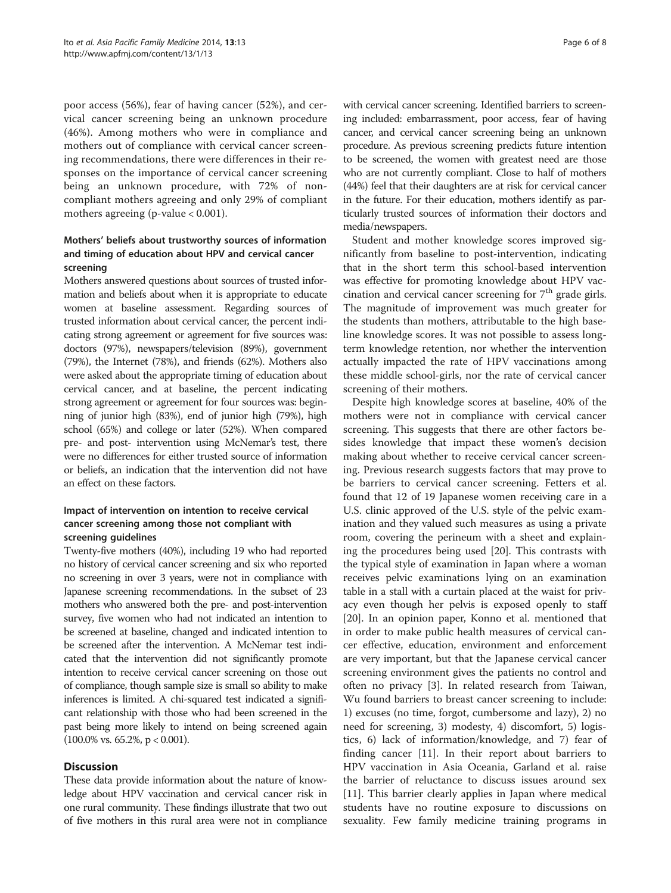poor access (56%), fear of having cancer (52%), and cervical cancer screening being an unknown procedure (46%). Among mothers who were in compliance and mothers out of compliance with cervical cancer screening recommendations, there were differences in their responses on the importance of cervical cancer screening being an unknown procedure, with 72% of noncompliant mothers agreeing and only 29% of compliant mothers agreeing (p-value < 0.001).

### Mothers' beliefs about trustworthy sources of information and timing of education about HPV and cervical cancer screening

Mothers answered questions about sources of trusted information and beliefs about when it is appropriate to educate women at baseline assessment. Regarding sources of trusted information about cervical cancer, the percent indicating strong agreement or agreement for five sources was: doctors (97%), newspapers/television (89%), government (79%), the Internet (78%), and friends (62%). Mothers also were asked about the appropriate timing of education about cervical cancer, and at baseline, the percent indicating strong agreement or agreement for four sources was: beginning of junior high (83%), end of junior high (79%), high school (65%) and college or later (52%). When compared pre- and post- intervention using McNemar's test, there were no differences for either trusted source of information or beliefs, an indication that the intervention did not have an effect on these factors.

### Impact of intervention on intention to receive cervical cancer screening among those not compliant with screening guidelines

Twenty-five mothers (40%), including 19 who had reported no history of cervical cancer screening and six who reported no screening in over 3 years, were not in compliance with Japanese screening recommendations. In the subset of 23 mothers who answered both the pre- and post-intervention survey, five women who had not indicated an intention to be screened at baseline, changed and indicated intention to be screened after the intervention. A McNemar test indicated that the intervention did not significantly promote intention to receive cervical cancer screening on those out of compliance, though sample size is small so ability to make inferences is limited. A chi-squared test indicated a significant relationship with those who had been screened in the past being more likely to intend on being screened again (100.0% vs. 65.2%, $p < 0.001$).

## Discussion

These data provide information about the nature of knowledge about HPV vaccination and cervical cancer risk in one rural community. These findings illustrate that two out of five mothers in this rural area were not in compliance with cervical cancer screening. Identified barriers to screening included: embarrassment, poor access, fear of having cancer, and cervical cancer screening being an unknown procedure. As previous screening predicts future intention to be screened, the women with greatest need are those who are not currently compliant. Close to half of mothers (44%) feel that their daughters are at risk for cervical cancer in the future. For their education, mothers identify as particularly trusted sources of information their doctors and media/newspapers.

Student and mother knowledge scores improved significantly from baseline to post-intervention, indicating that in the short term this school-based intervention was effective for promoting knowledge about HPV vaccination and cervical cancer screening for 7$^{th}$ grade girls. The magnitude of improvement was much greater for the students than mothers, attributable to the high baseline knowledge scores. It was not possible to assess long-term knowledge retention, nor whether the intervention actually impacted the rate of HPV vaccinations among these middle school-girls, nor the rate of cervical cancer screening of their mothers.

Despite high knowledge scores at baseline, 40% of the mothers were not in compliance with cervical cancer screening. This suggests that there are other factors besides knowledge that impact these women's decision making about whether to receive cervical cancer screening. Previous research suggests factors that may prove to be barriers to cervical cancer screening. Fetters et al. found that 12 of 19 Japanese women receiving care in a U.S. clinic approved of the U.S. style of the pelvic examination and they valued such measures as using a private room, covering the perineum with a sheet and explaining the procedures being used [20]. This contrasts with the typical style of examination in Japan where a woman receives pelvic examinations lying on an examination table in a stall with a curtain placed at the waist for privacy even though her pelvis is exposed openly to staff [20]. In an opinion paper, Konno et al. mentioned that in order to make public health measures of cervical cancer effective, education, environment and enforcement are very important, but that the Japanese cervical cancer screening environment gives the patients no control and often no privacy [3]. In related research from Taiwan, Wu found barriers to breast cancer screening to include: 1) excuses (no time, forgot, cumbersome and lazy), 2) no need for screening, 3) modesty, 4) discomfort, 5) logistics, 6) lack of information/knowledge, and 7) fear of finding cancer [11]. In their report about barriers to HPV vaccination in Asia Oceania, Garland et al. raise the barrier of reluctance to discuss issues around sex [11]. This barrier clearly applies in Japan where medical students have no routine exposure to discussions on sexuality. Few family medicine training programs in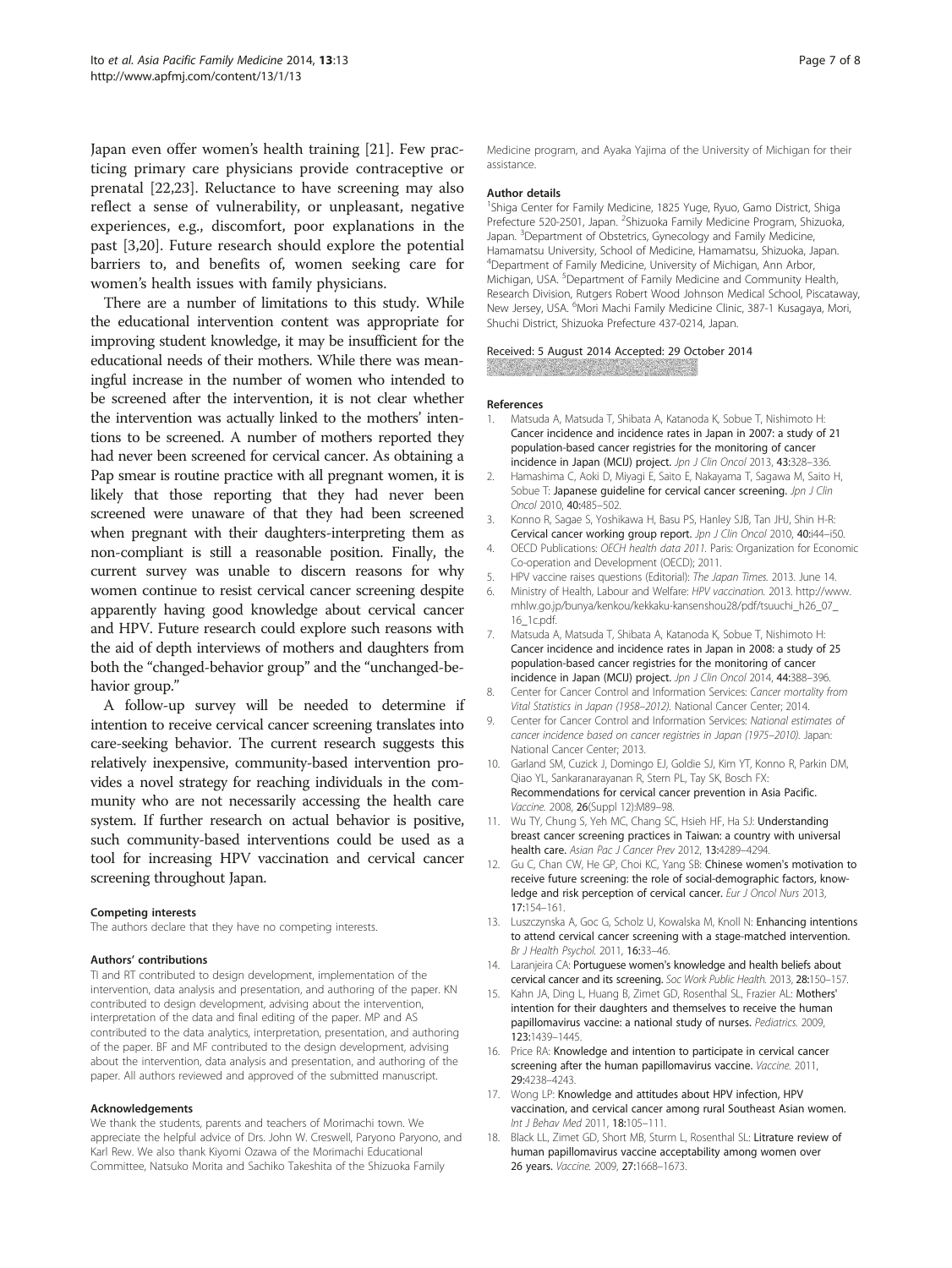Japan even offer women's health training [21]. Few practicing primary care physicians provide contraceptive or prenatal [22,23]. Reluctance to have screening may also reflect a sense of vulnerability, or unpleasant, negative experiences, e.g., discomfort, poor explanations in the past [3,20]. Future research should explore the potential barriers to, and benefits of, women seeking care for women's health issues with family physicians.

There are a number of limitations to this study. While the educational intervention content was appropriate for improving student knowledge, it may be insufficient for the educational needs of their mothers. While there was meaningful increase in the number of women who intended to be screened after the intervention, it is not clear whether the intervention was actually linked to the mothers' intentions to be screened. A number of mothers reported they had never been screened for cervical cancer. As obtaining a Pap smear is routine practice with all pregnant women, it is likely that those reporting that they had never been screened were unaware of that they had been screened when pregnant with their daughters-interpreting them as non-compliant is still a reasonable position. Finally, the current survey was unable to discern reasons for why women continue to resist cervical cancer screening despite apparently having good knowledge about cervical cancer and HPV. Future research could explore such reasons with the aid of depth interviews of mothers and daughters from both the "changed-behavior group" and the "unchanged-behavior group."

A follow-up survey will be needed to determine if intention to receive cervical cancer screening translates into care-seeking behavior. The current research suggests this relatively inexpensive, community-based intervention provides a novel strategy for reaching individuals in the community who are not necessarily accessing the health care system. If further research on actual behavior is positive, such community-based interventions could be used as a tool for increasing HPV vaccination and cervical cancer screening throughout Japan.

#### Competing interests
The authors declare that they have no competing interests.

#### Authors' contributions
TI and RT contributed to design development, implementation of the intervention, data analysis and presentation, and authoring of the paper. KN contributed to design development, advising about the intervention, interpretation of the data and final editing of the paper. MP and AS contributed to the data analytics, interpretation, presentation, and authoring of the paper. BF and MF contributed to the design development, advising about the intervention, data analysis and presentation, and authoring of the paper. All authors reviewed and approved of the submitted manuscript.

#### Acknowledgements
We thank the students, parents and teachers of Morimachi town. We appreciate the helpful advice of Drs. John W. Creswell, Paryono Paryono, and Karl Rew. We also thank Kiyomi Ozawa of the Morimachi Educational Committee, Natsuko Morita and Sachiko Takeshita of the Shizuoka Family Medicine program, and Ayaka Yajima of the University of Michigan for their assistance.

#### Author details
[1]Shiga Center for Family Medicine, 1825 Yuge, Ryuo, Gamo District, Shiga Prefecture 520-2501, Japan. [2]Shizuoka Family Medicine Program, Shizuoka, Japan. [3]Department of Obstetrics, Gynecology and Family Medicine, Hamamatsu University, School of Medicine, Hamamatsu, Shizuoka, Japan. [4]Department of Family Medicine, University of Michigan, Ann Arbor, Michigan, USA. [5]Department of Family Medicine and Community Health, Research Division, Rutgers Robert Wood Johnson Medical School, Piscataway, New Jersey, USA. [6]Mori Machi Family Medicine Clinic, 387-1 Kusagaya, Mori, Shuchi District, Shizuoka Prefecture 437-0214, Japan.

Received: 5 August 2014 Accepted: 29 October 2014

#### References
1. Matsuda A, Matsuda T, Shibata A, Katanoda K, Sobue T, Nishimoto H: Cancer incidence and incidence rates in Japan in 2007: a study of 21 population-based cancer registries for the monitoring of cancer incidence in Japan (MCIJ) project. *Jpn J Clin Oncol* 2013, 43:328–336.
2. Hamashima C, Aoki D, Miyagi E, Saito E, Nakayama T, Sagawa M, Saito H, Sobue T: Japanese guideline for cervical cancer screening. *Jpn J Clin Oncol* 2010, 40:485–502.
3. Konno R, Sagae S, Yoshikawa H, Basu PS, Hanley SJB, Tan JHJ, Shin H-R: Cervical cancer working group report. *Jpn J Clin Oncol* 2010, 40:i44–i50.
4. OECD Publications: *OECH health data 2011.* Paris: Organization for Economic Co-operation and Development (OECD); 2011.
5. HPV vaccine raises questions (Editorial): *The Japan Times.* 2013. June 14.
6. Ministry of Health, Labour and Welfare: *HPV vaccination.* 2013. http://www.mhlw.go.jp/bunya/kenkou/kekkaku-kansenshou28/pdf/tsuuchi_h26_07_16_1c.pdf.
7. Matsuda A, Matsuda T, Shibata A, Katanoda K, Sobue T, Nishimoto H: Cancer incidence and incidence rates in Japan in 2008: a study of 25 population-based cancer registries for the monitoring of cancer incidence in Japan (MCIJ) project. *Jpn J Clin Oncol* 2014, 44:388–396.
8. Center for Cancer Control and Information Services: *Cancer mortality from Vital Statistics in Japan (1958–2012).* National Cancer Center; 2014.
9. Center for Cancer Control and Information Services: *National estimates of cancer incidence based on cancer registries in Japan (1975–2010).* Japan: National Cancer Center; 2013.
10. Garland SM, Cuzick J, Domingo EJ, Goldie SJ, Kim YT, Konno R, Parkin DM, Qiao YL, Sankaranarayanan R, Stern PL, Tay SK, Bosch FX: Recommendations for cervical cancer prevention in Asia Pacific. *Vaccine.* 2008, 26(Suppl 12):M89–98.
11. Wu TY, Chung S, Yeh MC, Chang SC, Hsieh HF, Ha SJ: Understanding breast cancer screening practices in Taiwan: a country with universal health care. *Asian Pac J Cancer Prev* 2012, 13:4289–4294.
12. Gu C, Chan CW, He GP, Choi KC, Yang SB: Chinese women's motivation to receive future screening: the role of social-demographic factors, knowledge and risk perception of cervical cancer. *Eur J Oncol Nurs* 2013, 17:154–161.
13. Luszczynska A, Goc G, Scholz U, Kowalska M, Knoll N: Enhancing intentions to attend cervical cancer screening with a stage-matched intervention. *Br J Health Psychol.* 2011, 16:33–46.
14. Laranjeira CA: Portuguese women's knowledge and health beliefs about cervical cancer and its screening. *Soc Work Public Health.* 2013, 28:150–157.
15. Kahn JA, Ding L, Huang B, Zimet GD, Rosenthal SL, Frazier AL: Mothers' intention for their daughters and themselves to receive the human papillomavirus vaccine: a national study of nurses. *Pediatrics.* 2009, 123:1439–1445.
16. Price RA: Knowledge and intention to participate in cervical cancer screening after the human papillomavirus vaccine. *Vaccine.* 2011, 29:4238–4243.
17. Wong LP: Knowledge and attitudes about HPV infection, HPV vaccination, and cervical cancer among rural Southeast Asian women. *Int J Behav Med* 2011, 18:105–111.
18. Black LL, Zimet GD, Short MB, Sturm L, Rosenthal SL: Litrature review of human papillomavirus vaccine acceptability among women over 26 years. *Vaccine.* 2009, 27:1668–1673.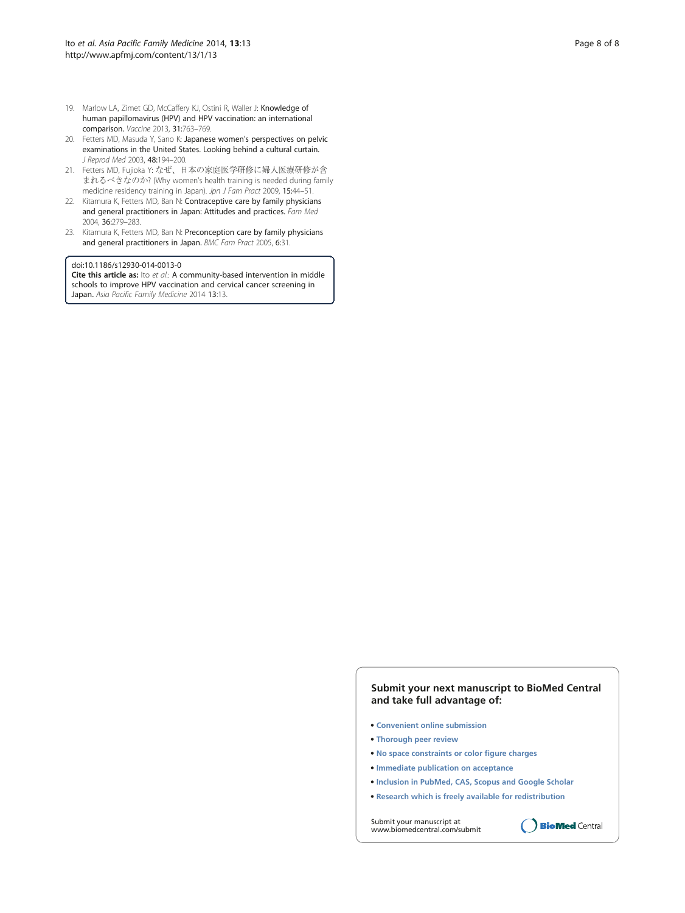19. Marlow LA, Zimet GD, McCaffery KJ, Ostini R, Waller J: **Knowledge of human papillomavirus (HPV) and HPV vaccination: an international comparison.** *Vaccine* 2013, **31:**763–769.
20. Fetters MD, Masuda Y, Sano K: **Japanese women's perspectives on pelvic examinations in the United States. Looking behind a cultural curtain.** *J Reprod Med* 2003, **48:**194–200.
21. Fetters MD, Fujioka Y: なぜ、日本の家庭医学研修に婦人医療研修が含まれるべきなのか? (Why women's health training is needed during family medicine residency training in Japan). *Jpn J Fam Pract* 2009, **15:**44–51.
22. Kitamura K, Fetters MD, Ban N: **Contraceptive care by family physicians and general practitioners in Japan: Attitudes and practices.** *Fam Med* 2004, **36:**279–283.
23. Kitamura K, Fetters MD, Ban N: **Preconception care by family physicians and general practitioners in Japan.** *BMC Fam Pract* 2005, **6:**31.

doi:10.1186/s12930-014-0013-0
**Cite this article as:** Ito *et al.*: A community-based intervention in middle schools to improve HPV vaccination and cervical cancer screening in Japan. *Asia Pacific Family Medicine* 2014 **13**:13.

**Submit your next manuscript to BioMed Central and take full advantage of:**

- **Convenient online submission**
- **Thorough peer review**
- **No space constraints or color figure charges**
- **Immediate publication on acceptance**
- **Inclusion in PubMed, CAS, Scopus and Google Scholar**
- **Research which is freely available for redistribution**

Submit your manuscript at
www.biomedcentral.com/submit

BioMed Central